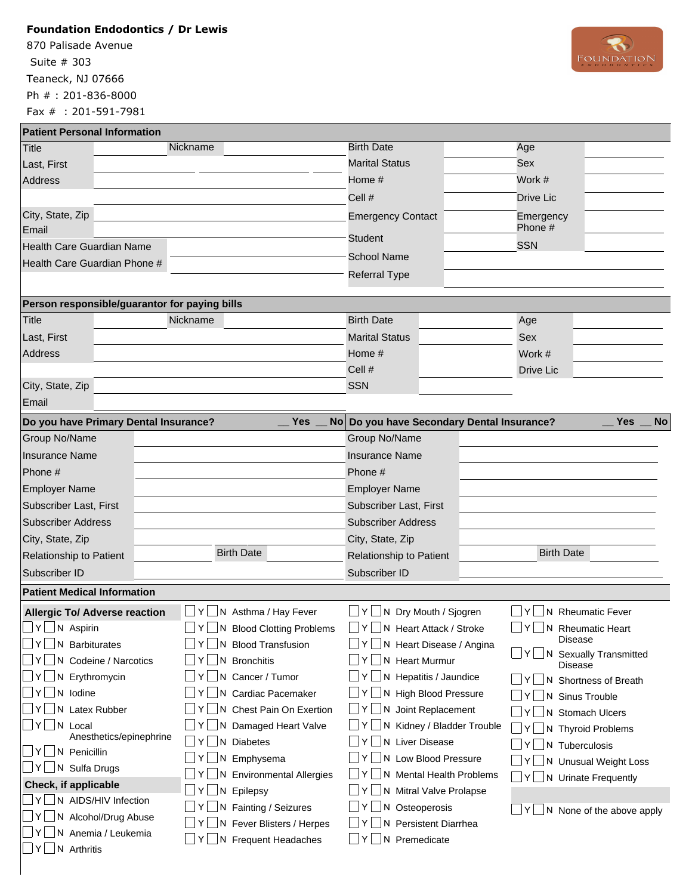**Foundation Endodontics / Dr Lewis**

870 Palisade Avenue

Suite # 303

Teaneck, NJ 07666

Ph # : 201-836-8000

Fax # : 201-591-7981

FOUNDATION ENDODONTICS

## Patient Personal Information

| | | | |
|---|---|---|---|
| Title | Nickname | Birth Date | Age |
| Last, First | | Marital Status | Sex |
| Address | | Home # | Work # |
| | | Cell # | Drive Lic |
| City, State, Zip | | Emergency Contact | Emergency Phone # |
| Email | | Student | SSN |
| Health Care Guardian Name | | School Name | |
| Health Care Guardian Phone # | | Referral Type | |

## Person responsible/guarantor for paying bills

| | | | |
|---|---|---|---|
| Title | Nickname | Birth Date | Age |
| Last, First | | Marital Status | Sex |
| Address | | Home # | Work # |
| | | Cell # | Drive Lic |
| City, State, Zip | | SSN | |
| Email | | | |

| Do you have Primary Dental Insurance? __ Yes __ No | | Do you have Secondary Dental Insurance? __ Yes __ No | |
|---|---|---|---|
| Group No/Name | | Group No/Name | |
| Insurance Name | | Insurance Name | |
| Phone # | | Phone # | |
| Employer Name | | Employer Name | |
| Subscriber Last, First | | Subscriber Last, First | |
| Subscriber Address | | Subscriber Address | |
| City, State, Zip | | City, State, Zip | |
| Relationship to Patient | Birth Date | Relationship to Patient | Birth Date |
| Subscriber ID | | Subscriber ID | |

## Patient Medical Information

**Allergic To/ Adverse reaction**

- ☐Y ☐N Aspirin
- ☐Y ☐N Barbiturates
- ☐Y ☐N Codeine / Narcotics
- ☐Y ☐N Erythromycin
- ☐Y ☐N Iodine
- ☐Y ☐N Latex Rubber
- ☐Y ☐N Local Anesthetics/epinephrine
- ☐Y ☐N Penicillin
- ☐Y ☐N Sulfa Drugs

**Check, if applicable**

- ☐Y ☐N AIDS/HIV Infection
- ☐Y ☐N Alcohol/Drug Abuse
- ☐Y ☐N Anemia / Leukemia
- ☐Y ☐N Arthritis
- ☐Y ☐N Asthma / Hay Fever
- ☐Y ☐N Blood Clotting Problems
- ☐Y ☐N Blood Transfusion
- ☐Y ☐N Bronchitis
- ☐Y ☐N Cancer / Tumor
- ☐Y ☐N Cardiac Pacemaker
- ☐Y ☐N Chest Pain On Exertion
- ☐Y ☐N Damaged Heart Valve
- ☐Y ☐N Diabetes
- ☐Y ☐N Emphysema
- ☐Y ☐N Environmental Allergies
- ☐Y ☐N Epilepsy
- ☐Y ☐N Fainting / Seizures
- ☐Y ☐N Fever Blisters / Herpes
- ☐Y ☐N Frequent Headaches
- ☐Y ☐N Dry Mouth / Sjogren
- ☐Y ☐N Heart Attack / Stroke
- ☐Y ☐N Heart Disease / Angina
- ☐Y ☐N Heart Murmur
- ☐Y ☐N Hepatitis / Jaundice
- ☐Y ☐N High Blood Pressure
- ☐Y ☐N Joint Replacement
- ☐Y ☐N Kidney / Bladder Trouble
- ☐Y ☐N Liver Disease
- ☐Y ☐N Low Blood Pressure
- ☐Y ☐N Mental Health Problems
- ☐Y ☐N Mitral Valve Prolapse
- ☐Y ☐N Osteoperosis
- ☐Y ☐N Persistent Diarrhea
- ☐Y ☐N Premedicate
- ☐Y ☐N Rheumatic Fever
- ☐Y ☐N Rheumatic Heart Disease
- ☐Y ☐N Sexually Transmitted Disease
- ☐Y ☐N Shortness of Breath
- ☐Y ☐N Sinus Trouble
- ☐Y ☐N Stomach Ulcers
- ☐Y ☐N Thyroid Problems
- ☐Y ☐N Tuberculosis
- ☐Y ☐N Unusual Weight Loss
- ☐Y ☐N Urinate Frequently
- ☐Y ☐N None of the above apply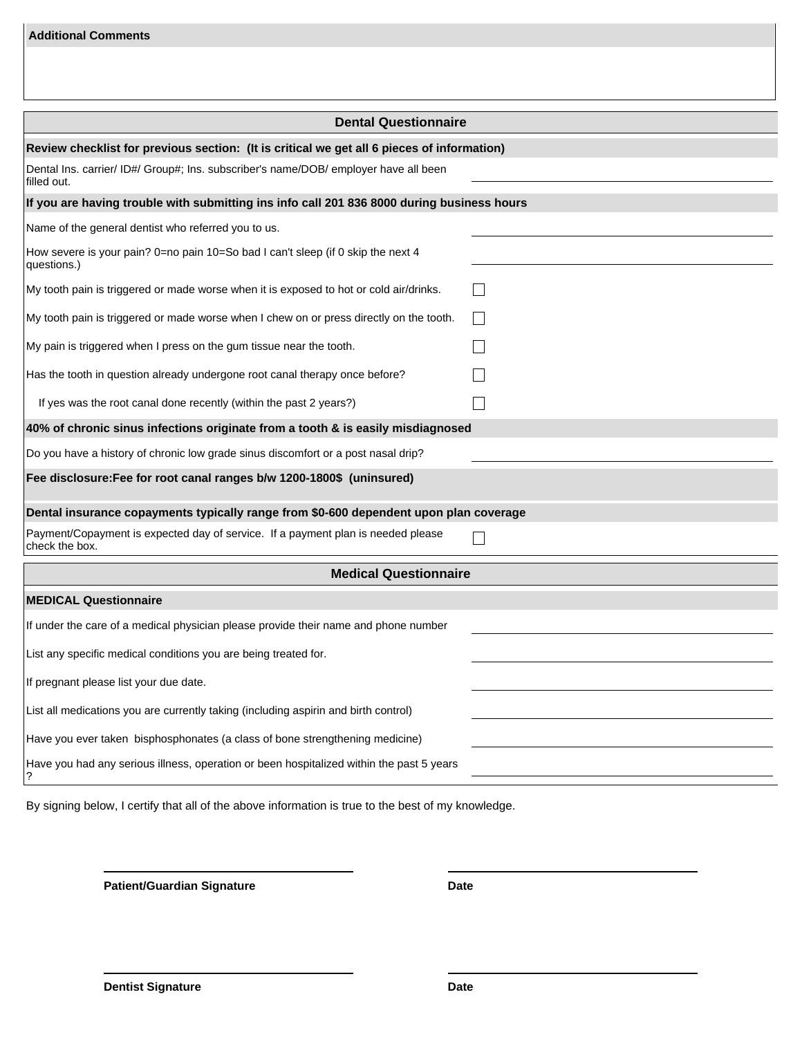**Additional Comments**

## Dental Questionnaire

| | |
|---|---|
| **Review checklist for previous section: (It is critical we get all 6 pieces of information)** | |
| Dental Ins. carrier/ ID#/ Group#; Ins. subscriber's name/DOB/ employer have all been filled out. | ____________ |
| **If you are having trouble with submitting ins info call 201 836 8000 during business hours** | |
| Name of the general dentist who referred you to us. | ____________ |
| How severe is your pain? 0=no pain 10=So bad I can't sleep (if 0 skip the next 4 questions.) | ____________ |
| My tooth pain is triggered or made worse when it is exposed to hot or cold air/drinks. | ☐ |
| My tooth pain is triggered or made worse when I chew on or press directly on the tooth. | ☐ |
| My pain is triggered when I press on the gum tissue near the tooth. | ☐ |
| Has the tooth in question already undergone root canal therapy once before? | ☐ |
| If yes was the root canal done recently (within the past 2 years?) | ☐ |
| **40% of chronic sinus infections originate from a tooth & is easily misdiagnosed** | |
| Do you have a history of chronic low grade sinus discomfort or a post nasal drip? | ____________ |
| **Fee disclosure:Fee for root canal ranges b/w 1200-1800$ (uninsured)** | |
| **Dental insurance copayments typically range from $0-600 dependent upon plan coverage** | |
| Payment/Copayment is expected day of service. If a payment plan is needed please check the box. | ☐ |

## Medical Questionnaire

| | |
|---|---|
| **MEDICAL Questionnaire** | |
| If under the care of a medical physician please provide their name and phone number | ____________ |
| List any specific medical conditions you are being treated for. | ____________ |
| If pregnant please list your due date. | ____________ |
| List all medications you are currently taking (including aspirin and birth control) | ____________ |
| Have you ever taken bisphosphonates (a class of bone strengthening medicine) | ____________ |
| Have you had any serious illness, operation or been hospitalized within the past 5 years ? | ____________ |

By signing below, I certify that all of the above information is true to the best of my knowledge.

____________________ ____________________

**Patient/Guardian Signature** **Date**

____________________ ____________________

**Dentist Signature** **Date**